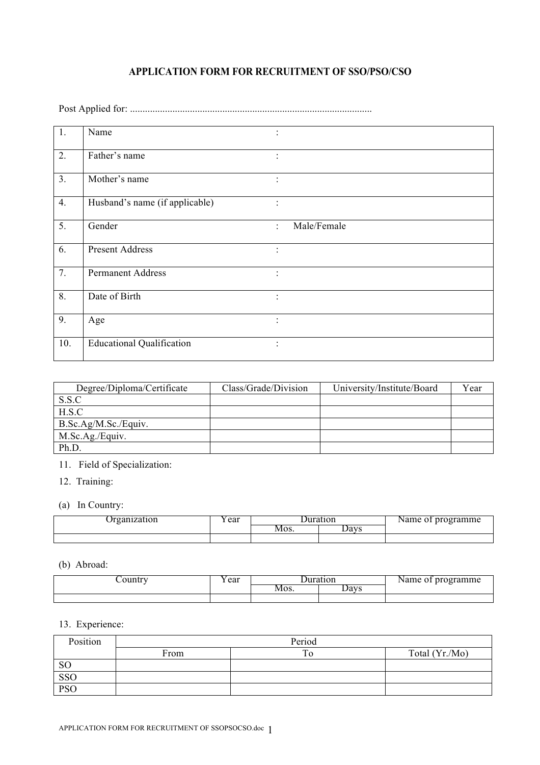# APPLICATION FORM FOR RECRUITMENT OF SSO/PSO/CSO

Post Applied for: ................................................................................................

| | | |
|---|---|---|
| 1. | Name | : |
| 2. | Father's name | : |
| 3. | Mother's name | : |
| 4. | Husband's name (if applicable) | : |
| 5. | Gender | : Male/Female |
| 6. | Present Address | : |
| 7. | Permanent Address | : |
| 8. | Date of Birth | : |
| 9. | Age | : |
| 10. | Educational Qualification | : |

| Degree/Diploma/Certificate | Class/Grade/Division | University/Institute/Board | Year |
|---|---|---|---|
| S.S.C | | | |
| H.S.C | | | |
| B.Sc.Ag/M.Sc./Equiv. | | | |
| M.Sc.Ag./Equiv. | | | |
| Ph.D. | | | |

11. Field of Specialization:

12. Training:

(a) In Country:

| Organization | Year | Duration | | Name of programme |
|---|---|---|---|---|
| | | Mos. | Days | |
| | | | | |

(b) Abroad:

| Country | Year | Duration | | Name of programme |
|---|---|---|---|---|
| | | Mos. | Days | |
| | | | | |

13. Experience:

| Position | Period | | |
|---|---|---|---|
| | From | To | Total (Yr./Mo) |
| SO | | | |
| SSO | | | |
| PSO | | | |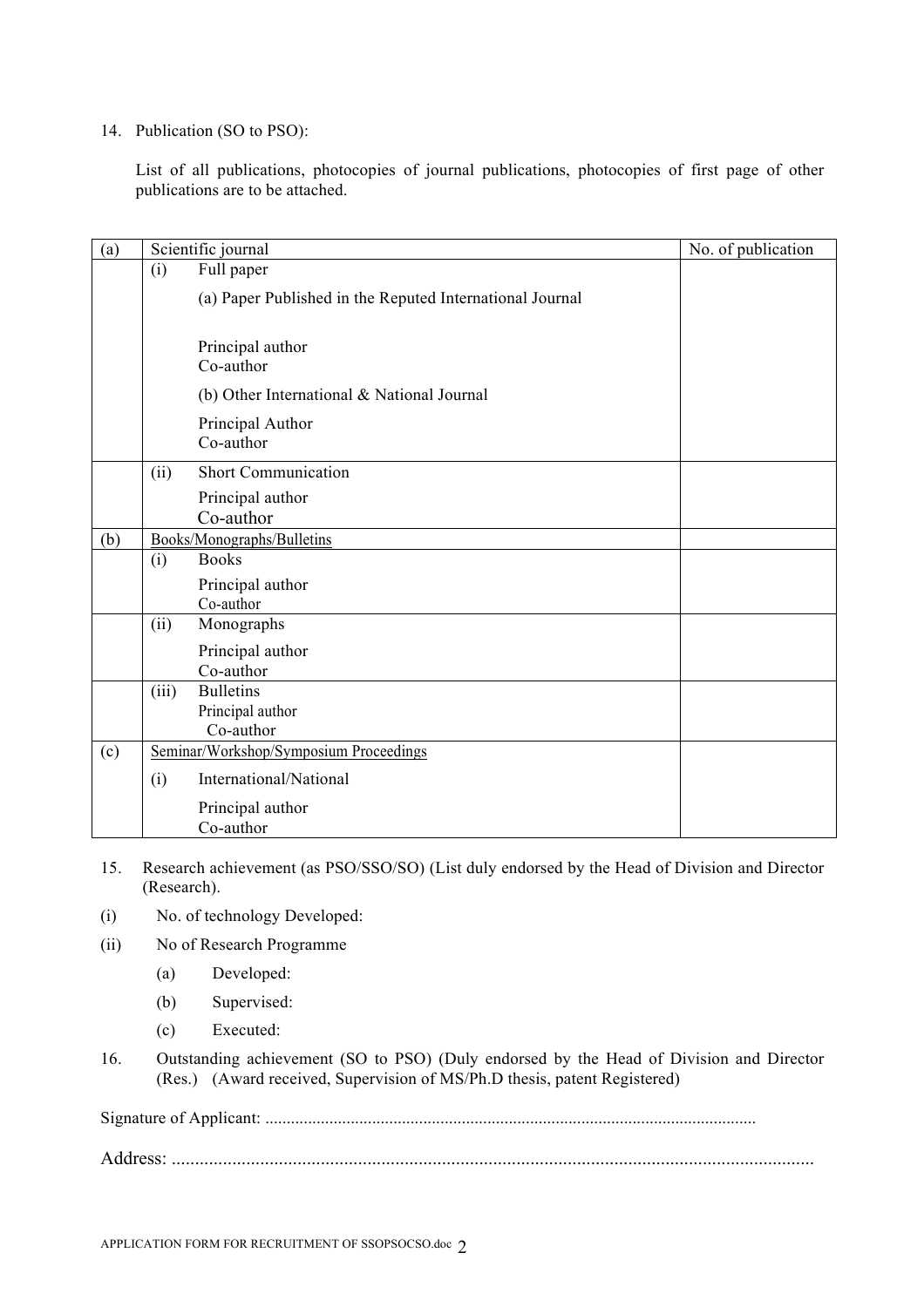14. Publication (SO to PSO):

    List of all publications, photocopies of journal publications, photocopies of first page of other publications are to be attached.

| | | |
|---|---|---|
| (a) | Scientific journal | No. of publication |
| | (i) Full paper<br><br>(a) Paper Published in the Reputed International Journal<br><br>Principal author<br>Co-author<br><br>(b) Other International & National Journal<br><br>Principal Author<br>Co-author | |
| | (ii) Short Communication<br><br>Principal author<br>Co-author | |
| (b) | Books/Monographs/Bulletins | |
| | (i) Books<br><br>Principal author<br>Co-author | |
| | (ii) Monographs<br><br>Principal author<br>Co-author | |
| | (iii) Bulletins<br>Principal author<br>Co-author | |
| (c) | Seminar/Workshop/Symposium Proceedings<br><br>(i) International/National<br><br>Principal author<br>Co-author | |

15. Research achievement (as PSO/SSO/SO) (List duly endorsed by the Head of Division and Director (Research).

(i) No. of technology Developed:

(ii) No of Research Programme

   (a) Developed:

   (b) Supervised:

   (c) Executed:

16. Outstanding achievement (SO to PSO) (Duly endorsed by the Head of Division and Director (Res.) (Award received, Supervision of MS/Ph.D thesis, patent Registered)

Signature of Applicant: ..................................................................................................................

Address: ........................................................................................................................................

APPLICATION FORM FOR RECRUITMENT OF SSOPSOCSO.doc